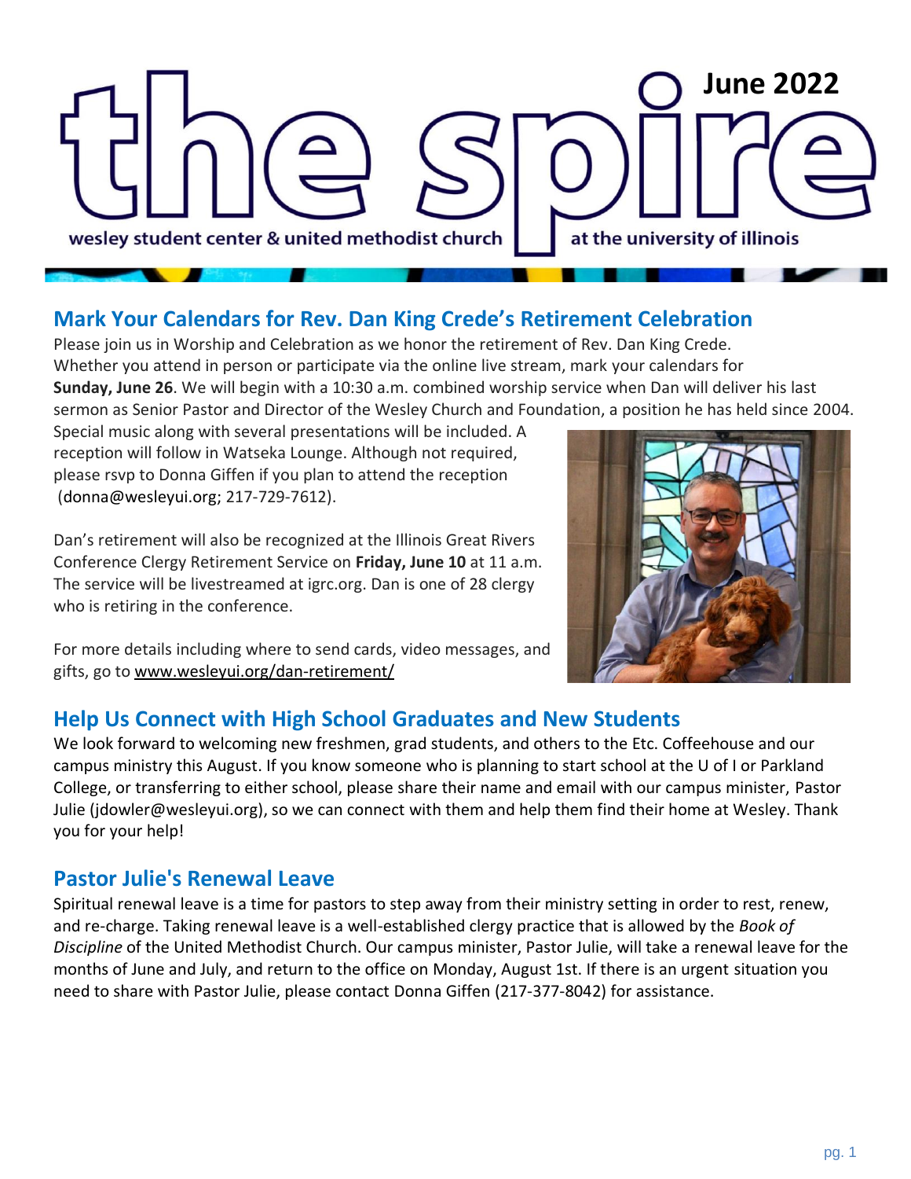# the spire

June 2022

wesley student center & united methodist church at the university of illinois

## Mark Your Calendars for Rev. Dan King Crede's Retirement Celebration

Please join us in Worship and Celebration as we honor the retirement of Rev. Dan King Crede. Whether you attend in person or participate via the online live stream, mark your calendars for **Sunday, June 26**. We will begin with a 10:30 a.m. combined worship service when Dan will deliver his last sermon as Senior Pastor and Director of the Wesley Church and Foundation, a position he has held since 2004. Special music along with several presentations will be included. A reception will follow in Watseka Lounge. Although not required, please rsvp to Donna Giffen if you plan to attend the reception (donna@wesleyui.org; 217-729-7612).

Dan's retirement will also be recognized at the Illinois Great Rivers Conference Clergy Retirement Service on **Friday, June 10** at 11 a.m. The service will be livestreamed at igrc.org. Dan is one of 28 clergy who is retiring in the conference.

For more details including where to send cards, video messages, and gifts, go to www.wesleyui.org/dan-retirement/

## Help Us Connect with High School Graduates and New Students

We look forward to welcoming new freshmen, grad students, and others to the Etc. Coffeehouse and our campus ministry this August. If you know someone who is planning to start school at the U of I or Parkland College, or transferring to either school, please share their name and email with our campus minister, Pastor Julie (jdowler@wesleyui.org), so we can connect with them and help them find their home at Wesley. Thank you for your help!

## Pastor Julie's Renewal Leave

Spiritual renewal leave is a time for pastors to step away from their ministry setting in order to rest, renew, and re-charge. Taking renewal leave is a well-established clergy practice that is allowed by the *Book of Discipline* of the United Methodist Church. Our campus minister, Pastor Julie, will take a renewal leave for the months of June and July, and return to the office on Monday, August 1st. If there is an urgent situation you need to share with Pastor Julie, please contact Donna Giffen (217-377-8042) for assistance.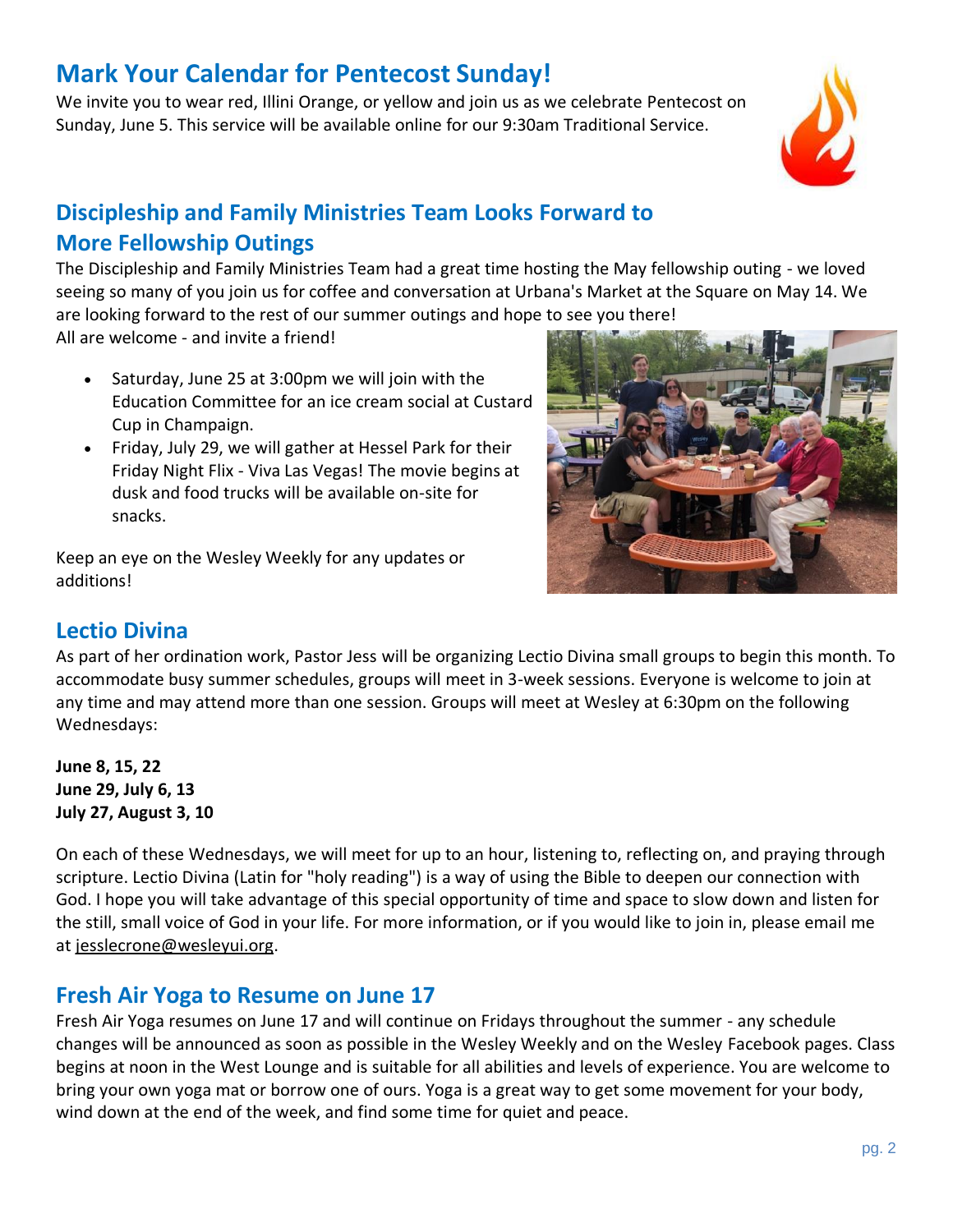## Mark Your Calendar for Pentecost Sunday!

We invite you to wear red, Illini Orange, or yellow and join us as we celebrate Pentecost on Sunday, June 5. This service will be available online for our 9:30am Traditional Service.

## Discipleship and Family Ministries Team Looks Forward to More Fellowship Outings

The Discipleship and Family Ministries Team had a great time hosting the May fellowship outing - we loved seeing so many of you join us for coffee and conversation at Urbana's Market at the Square on May 14. We are looking forward to the rest of our summer outings and hope to see you there!
All are welcome - and invite a friend!

- Saturday, June 25 at 3:00pm we will join with the Education Committee for an ice cream social at Custard Cup in Champaign.
- Friday, July 29, we will gather at Hessel Park for their Friday Night Flix - Viva Las Vegas! The movie begins at dusk and food trucks will be available on-site for snacks.

Keep an eye on the Wesley Weekly for any updates or additions!

## Lectio Divina

As part of her ordination work, Pastor Jess will be organizing Lectio Divina small groups to begin this month. To accommodate busy summer schedules, groups will meet in 3-week sessions. Everyone is welcome to join at any time and may attend more than one session. Groups will meet at Wesley at 6:30pm on the following Wednesdays:

**June 8, 15, 22**
**June 29, July 6, 13**
**July 27, August 3, 10**

On each of these Wednesdays, we will meet for up to an hour, listening to, reflecting on, and praying through scripture. Lectio Divina (Latin for "holy reading") is a way of using the Bible to deepen our connection with God. I hope you will take advantage of this special opportunity of time and space to slow down and listen for the still, small voice of God in your life. For more information, or if you would like to join in, please email me at jesslecrone@wesleyui.org.

## Fresh Air Yoga to Resume on June 17

Fresh Air Yoga resumes on June 17 and will continue on Fridays throughout the summer - any schedule changes will be announced as soon as possible in the Wesley Weekly and on the Wesley Facebook pages. Class begins at noon in the West Lounge and is suitable for all abilities and levels of experience. You are welcome to bring your own yoga mat or borrow one of ours. Yoga is a great way to get some movement for your body, wind down at the end of the week, and find some time for quiet and peace.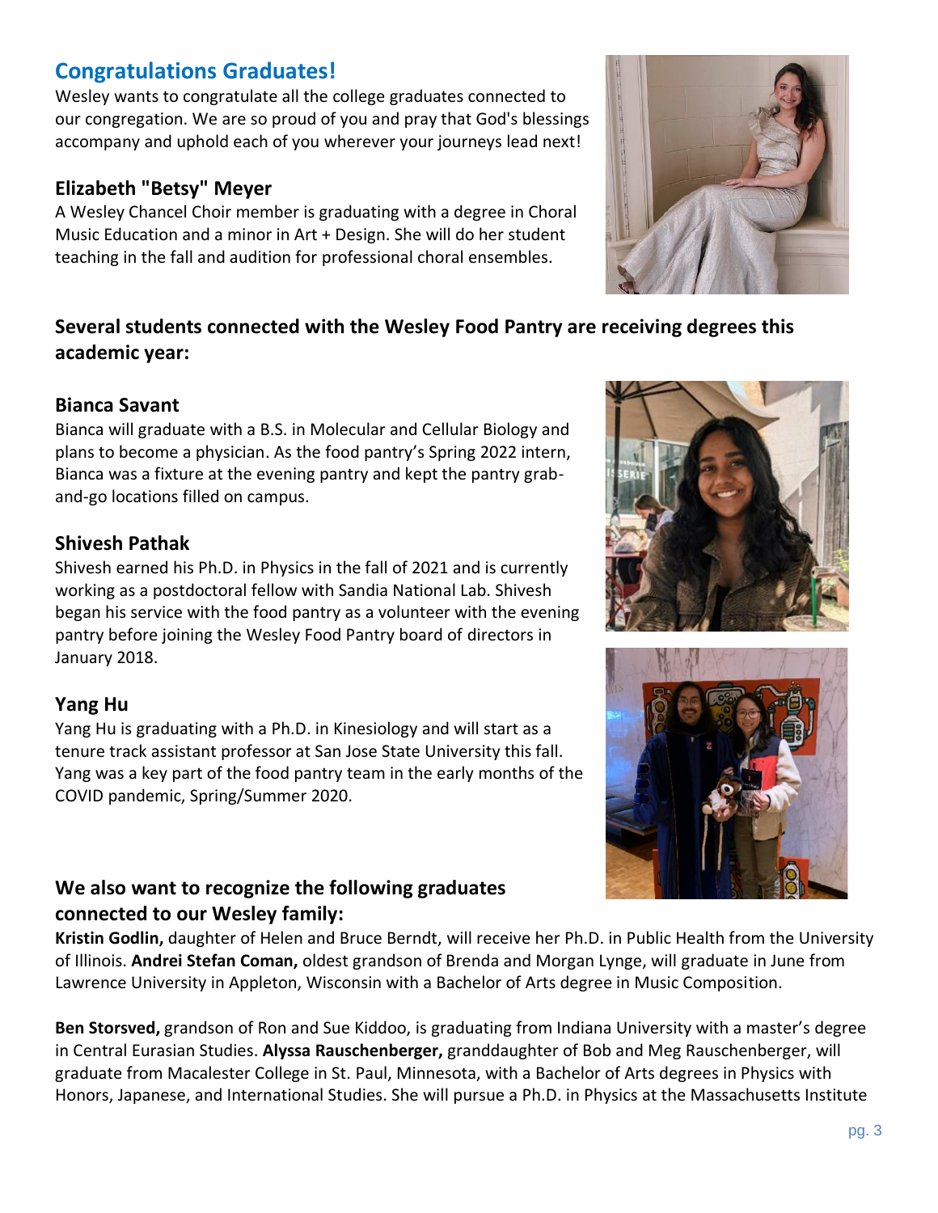## Congratulations Graduates!

Wesley wants to congratulate all the college graduates connected to our congregation. We are so proud of you and pray that God's blessings accompany and uphold each of you wherever your journeys lead next!

### Elizabeth "Betsy" Meyer

A Wesley Chancel Choir member is graduating with a degree in Choral Music Education and a minor in Art + Design. She will do her student teaching in the fall and audition for professional choral ensembles.

### Several students connected with the Wesley Food Pantry are receiving degrees this academic year:

### Bianca Savant

Bianca will graduate with a B.S. in Molecular and Cellular Biology and plans to become a physician. As the food pantry's Spring 2022 intern, Bianca was a fixture at the evening pantry and kept the pantry grab-and-go locations filled on campus.

### Shivesh Pathak

Shivesh earned his Ph.D. in Physics in the fall of 2021 and is currently working as a postdoctoral fellow with Sandia National Lab. Shivesh began his service with the food pantry as a volunteer with the evening pantry before joining the Wesley Food Pantry board of directors in January 2018.

### Yang Hu

Yang Hu is graduating with a Ph.D. in Kinesiology and will start as a tenure track assistant professor at San Jose State University this fall. Yang was a key part of the food pantry team in the early months of the COVID pandemic, Spring/Summer 2020.

### We also want to recognize the following graduates connected to our Wesley family:

**Kristin Godlin,** daughter of Helen and Bruce Berndt, will receive her Ph.D. in Public Health from the University of Illinois. **Andrei Stefan Coman,** oldest grandson of Brenda and Morgan Lynge, will graduate in June from Lawrence University in Appleton, Wisconsin with a Bachelor of Arts degree in Music Composition.

**Ben Storsved,** grandson of Ron and Sue Kiddoo, is graduating from Indiana University with a master's degree in Central Eurasian Studies. **Alyssa Rauschenberger,** granddaughter of Bob and Meg Rauschenberger, will graduate from Macalester College in St. Paul, Minnesota, with a Bachelor of Arts degrees in Physics with Honors, Japanese, and International Studies. She will pursue a Ph.D. in Physics at the Massachusetts Institute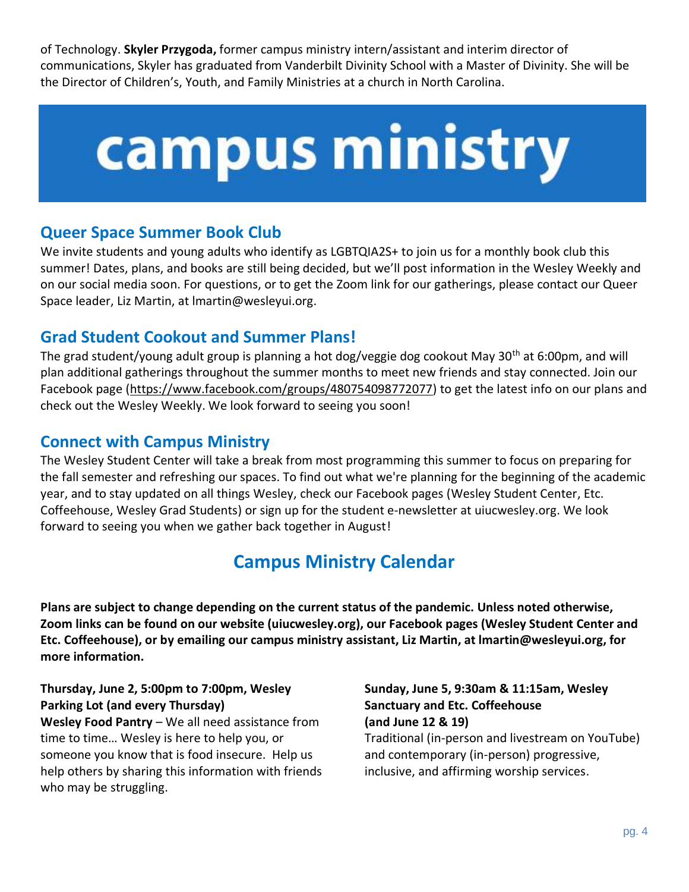of Technology. **Skyler Przygoda,** former campus ministry intern/assistant and interim director of communications, Skyler has graduated from Vanderbilt Divinity School with a Master of Divinity. She will be the Director of Children's, Youth, and Family Ministries at a church in North Carolina.

# campus ministry

## Queer Space Summer Book Club

We invite students and young adults who identify as LGBTQIA2S+ to join us for a monthly book club this summer! Dates, plans, and books are still being decided, but we'll post information in the Wesley Weekly and on our social media soon. For questions, or to get the Zoom link for our gatherings, please contact our Queer Space leader, Liz Martin, at lmartin@wesleyui.org.

## Grad Student Cookout and Summer Plans!

The grad student/young adult group is planning a hot dog/veggie dog cookout May 30th at 6:00pm, and will plan additional gatherings throughout the summer months to meet new friends and stay connected. Join our Facebook page (https://www.facebook.com/groups/480754098772077) to get the latest info on our plans and check out the Wesley Weekly. We look forward to seeing you soon!

## Connect with Campus Ministry

The Wesley Student Center will take a break from most programming this summer to focus on preparing for the fall semester and refreshing our spaces. To find out what we're planning for the beginning of the academic year, and to stay updated on all things Wesley, check our Facebook pages (Wesley Student Center, Etc. Coffeehouse, Wesley Grad Students) or sign up for the student e-newsletter at uiucwesley.org. We look forward to seeing you when we gather back together in August!

## Campus Ministry Calendar

**Plans are subject to change depending on the current status of the pandemic. Unless noted otherwise, Zoom links can be found on our website (uiucwesley.org), our Facebook pages (Wesley Student Center and Etc. Coffeehouse), or by emailing our campus ministry assistant, Liz Martin, at lmartin@wesleyui.org, for more information.**

**Thursday, June 2, 5:00pm to 7:00pm, Wesley Parking Lot (and every Thursday)**
**Wesley Food Pantry** – We all need assistance from time to time… Wesley is here to help you, or someone you know that is food insecure. Help us help others by sharing this information with friends who may be struggling.

**Sunday, June 5, 9:30am & 11:15am, Wesley Sanctuary and Etc. Coffeehouse (and June 12 & 19)**
Traditional (in-person and livestream on YouTube) and contemporary (in-person) progressive, inclusive, and affirming worship services.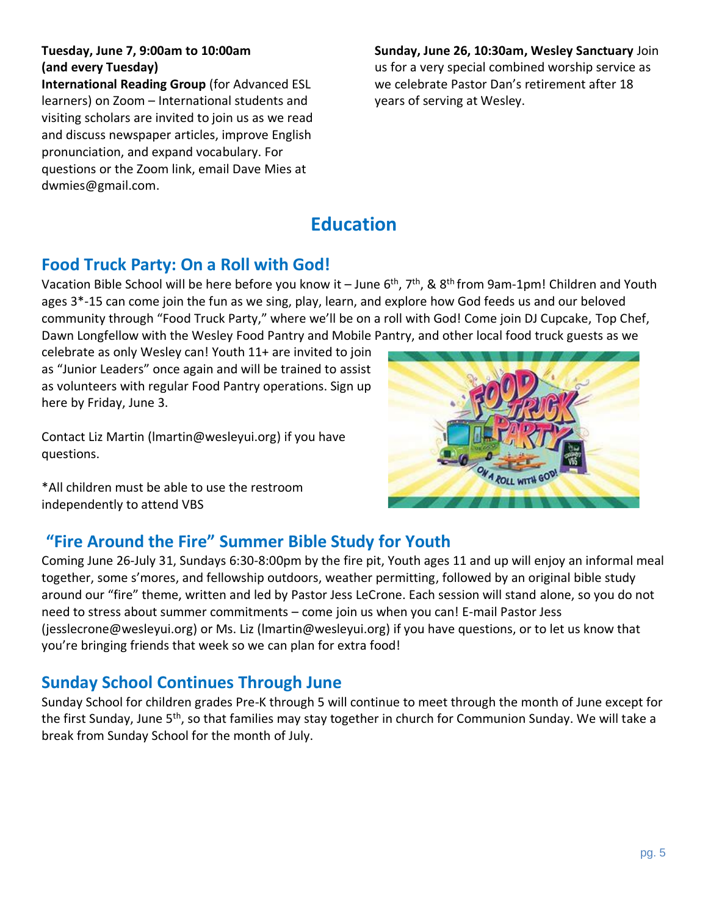**Tuesday, June 7, 9:00am to 10:00am (and every Tuesday)**
**International Reading Group** (for Advanced ESL learners) on Zoom – International students and visiting scholars are invited to join us as we read and discuss newspaper articles, improve English pronunciation, and expand vocabulary. For questions or the Zoom link, email Dave Mies at dwmies@gmail.com.

**Sunday, June 26, 10:30am, Wesley Sanctuary** Join us for a very special combined worship service as we celebrate Pastor Dan's retirement after 18 years of serving at Wesley.

# Education

## Food Truck Party: On a Roll with God!

Vacation Bible School will be here before you know it – June 6th, 7th, & 8th from 9am-1pm! Children and Youth ages 3*-15 can come join the fun as we sing, play, learn, and explore how God feeds us and our beloved community through "Food Truck Party," where we'll be on a roll with God! Come join DJ Cupcake, Top Chef, Dawn Longfellow with the Wesley Food Pantry and Mobile Pantry, and other local food truck guests as we celebrate as only Wesley can! Youth 11+ are invited to join as "Junior Leaders" once again and will be trained to assist as volunteers with regular Food Pantry operations. Sign up here by Friday, June 3.

Contact Liz Martin (lmartin@wesleyui.org) if you have questions.

*All children must be able to use the restroom independently to attend VBS

## "Fire Around the Fire" Summer Bible Study for Youth

Coming June 26-July 31, Sundays 6:30-8:00pm by the fire pit, Youth ages 11 and up will enjoy an informal meal together, some s'mores, and fellowship outdoors, weather permitting, followed by an original bible study around our "fire" theme, written and led by Pastor Jess LeCrone. Each session will stand alone, so you do not need to stress about summer commitments – come join us when you can! E-mail Pastor Jess (jesslecrone@wesleyui.org) or Ms. Liz (lmartin@wesleyui.org) if you have questions, or to let us know that you're bringing friends that week so we can plan for extra food!

## Sunday School Continues Through June

Sunday School for children grades Pre-K through 5 will continue to meet through the month of June except for the first Sunday, June 5th, so that families may stay together in church for Communion Sunday. We will take a break from Sunday School for the month of July.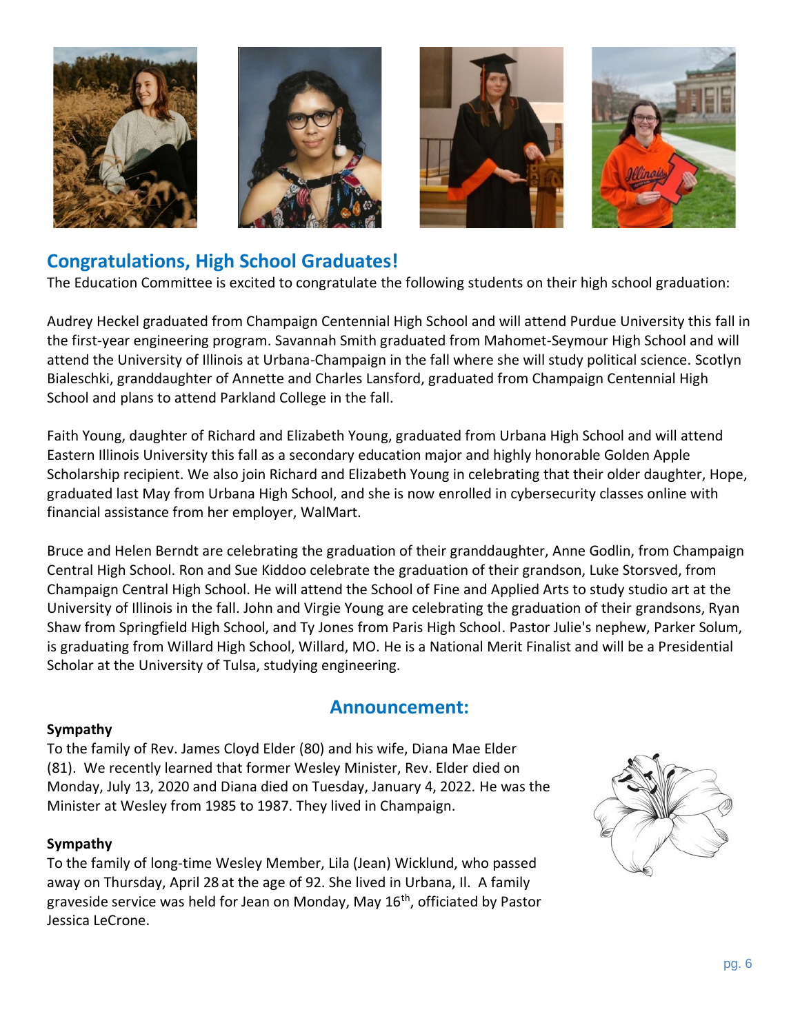## Congratulations, High School Graduates!

The Education Committee is excited to congratulate the following students on their high school graduation:

Audrey Heckel graduated from Champaign Centennial High School and will attend Purdue University this fall in the first-year engineering program. Savannah Smith graduated from Mahomet-Seymour High School and will attend the University of Illinois at Urbana-Champaign in the fall where she will study political science. Scotlyn Bialeschki, granddaughter of Annette and Charles Lansford, graduated from Champaign Centennial High School and plans to attend Parkland College in the fall.

Faith Young, daughter of Richard and Elizabeth Young, graduated from Urbana High School and will attend Eastern Illinois University this fall as a secondary education major and highly honorable Golden Apple Scholarship recipient. We also join Richard and Elizabeth Young in celebrating that their older daughter, Hope, graduated last May from Urbana High School, and she is now enrolled in cybersecurity classes online with financial assistance from her employer, WalMart.

Bruce and Helen Berndt are celebrating the graduation of their granddaughter, Anne Godlin, from Champaign Central High School. Ron and Sue Kiddoo celebrate the graduation of their grandson, Luke Storsved, from Champaign Central High School. He will attend the School of Fine and Applied Arts to study studio art at the University of Illinois in the fall. John and Virgie Young are celebrating the graduation of their grandsons, Ryan Shaw from Springfield High School, and Ty Jones from Paris High School. Pastor Julie's nephew, Parker Solum, is graduating from Willard High School, Willard, MO. He is a National Merit Finalist and will be a Presidential Scholar at the University of Tulsa, studying engineering.

## Announcement:

**Sympathy**

To the family of Rev. James Cloyd Elder (80) and his wife, Diana Mae Elder (81). We recently learned that former Wesley Minister, Rev. Elder died on Monday, July 13, 2020 and Diana died on Tuesday, January 4, 2022. He was the Minister at Wesley from 1985 to 1987. They lived in Champaign.

**Sympathy**

To the family of long-time Wesley Member, Lila (Jean) Wicklund, who passed away on Thursday, April 28 at the age of 92. She lived in Urbana, Il. A family graveside service was held for Jean on Monday, May 16th, officiated by Pastor Jessica LeCrone.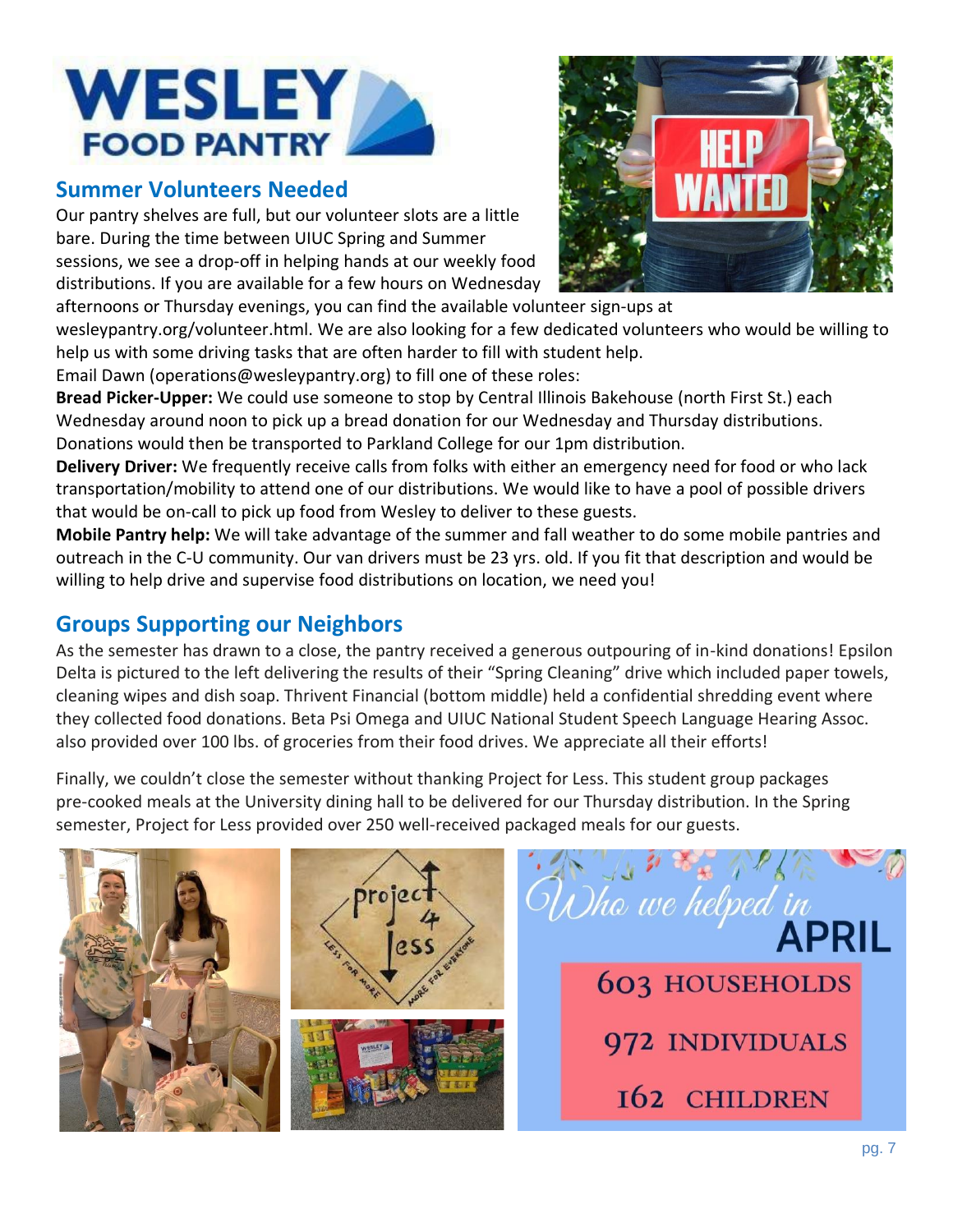# WESLEY FOOD PANTRY

## Summer Volunteers Needed

Our pantry shelves are full, but our volunteer slots are a little bare. During the time between UIUC Spring and Summer sessions, we see a drop-off in helping hands at our weekly food distributions. If you are available for a few hours on Wednesday afternoons or Thursday evenings, you can find the available volunteer sign-ups at wesleypantry.org/volunteer.html. We are also looking for a few dedicated volunteers who would be willing to help us with some driving tasks that are often harder to fill with student help.

Email Dawn (operations@wesleypantry.org) to fill one of these roles:

**Bread Picker-Upper:** We could use someone to stop by Central Illinois Bakehouse (north First St.) each Wednesday around noon to pick up a bread donation for our Wednesday and Thursday distributions. Donations would then be transported to Parkland College for our 1pm distribution.

**Delivery Driver:** We frequently receive calls from folks with either an emergency need for food or who lack transportation/mobility to attend one of our distributions. We would like to have a pool of possible drivers that would be on-call to pick up food from Wesley to deliver to these guests.

**Mobile Pantry help:** We will take advantage of the summer and fall weather to do some mobile pantries and outreach in the C-U community. Our van drivers must be 23 yrs. old. If you fit that description and would be willing to help drive and supervise food distributions on location, we need you!

## Groups Supporting our Neighbors

As the semester has drawn to a close, the pantry received a generous outpouring of in-kind donations! Epsilon Delta is pictured to the left delivering the results of their "Spring Cleaning" drive which included paper towels, cleaning wipes and dish soap. Thrivent Financial (bottom middle) held a confidential shredding event where they collected food donations. Beta Psi Omega and UIUC National Student Speech Language Hearing Assoc. also provided over 100 lbs. of groceries from their food drives. We appreciate all their efforts!

Finally, we couldn't close the semester without thanking Project for Less. This student group packages pre-cooked meals at the University dining hall to be delivered for our Thursday distribution. In the Spring semester, Project for Less provided over 250 well-received packaged meals for our guests.

### Who we helped in APRIL

603 HOUSEHOLDS

972 INDIVIDUALS

162 CHILDREN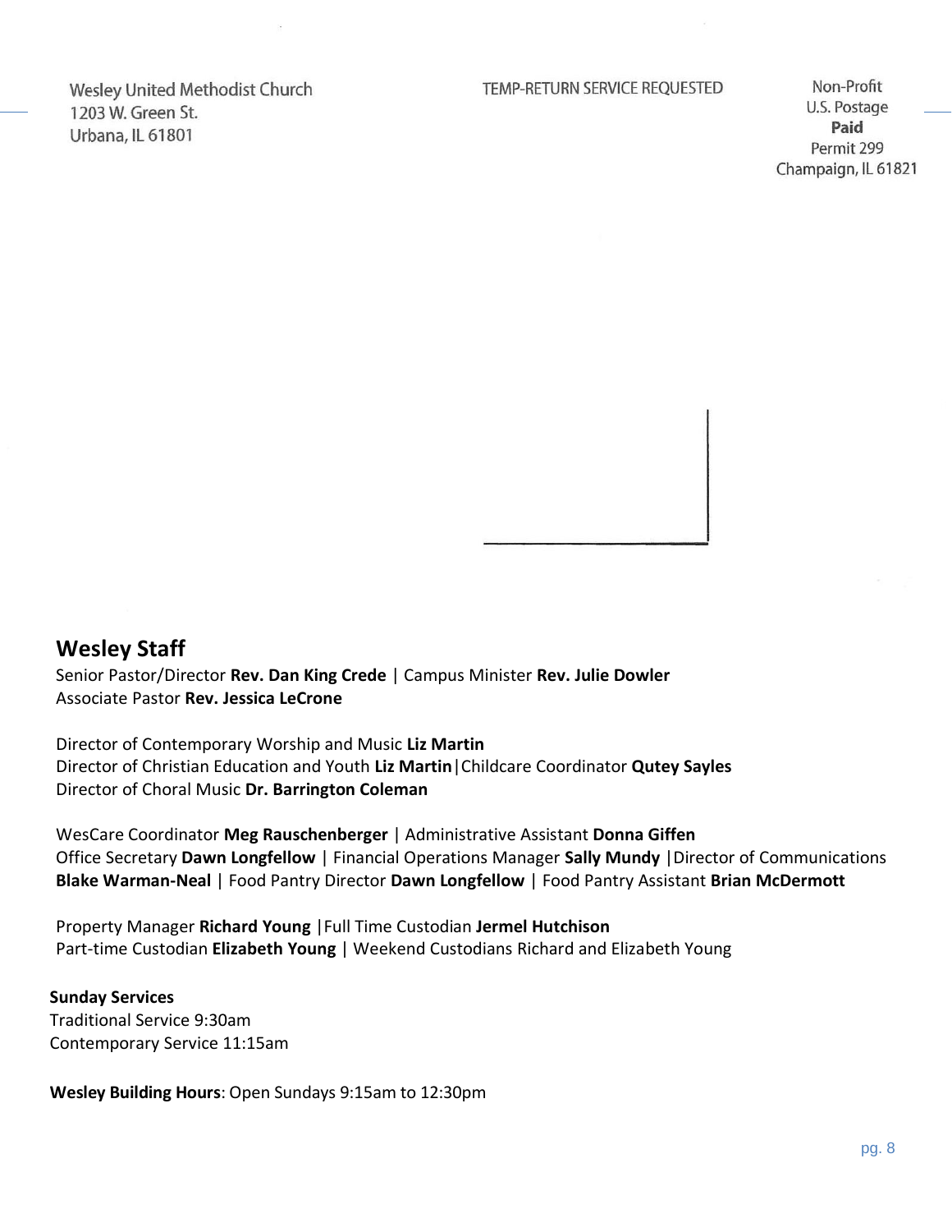Wesley United Methodist Church
1203 W. Green St.
Urbana, IL 61801

TEMP-RETURN SERVICE REQUESTED

Non-Profit
U.S. Postage
**Paid**
Permit 299
Champaign, IL 61821

## Wesley Staff

Senior Pastor/Director **Rev. Dan King Crede** | Campus Minister **Rev. Julie Dowler**
Associate Pastor **Rev. Jessica LeCrone**

Director of Contemporary Worship and Music **Liz Martin**
Director of Christian Education and Youth **Liz Martin**|Childcare Coordinator **Qutey Sayles**
Director of Choral Music **Dr. Barrington Coleman**

WesCare Coordinator **Meg Rauschenberger** | Administrative Assistant **Donna Giffen**
Office Secretary **Dawn Longfellow** | Financial Operations Manager **Sally Mundy** |Director of Communications **Blake Warman-Neal** | Food Pantry Director **Dawn Longfellow** | Food Pantry Assistant **Brian McDermott**

Property Manager **Richard Young** |Full Time Custodian **Jermel Hutchison**
Part-time Custodian **Elizabeth Young** | Weekend Custodians Richard and Elizabeth Young

**Sunday Services**
Traditional Service 9:30am
Contemporary Service 11:15am

**Wesley Building Hours**: Open Sundays 9:15am to 12:30pm